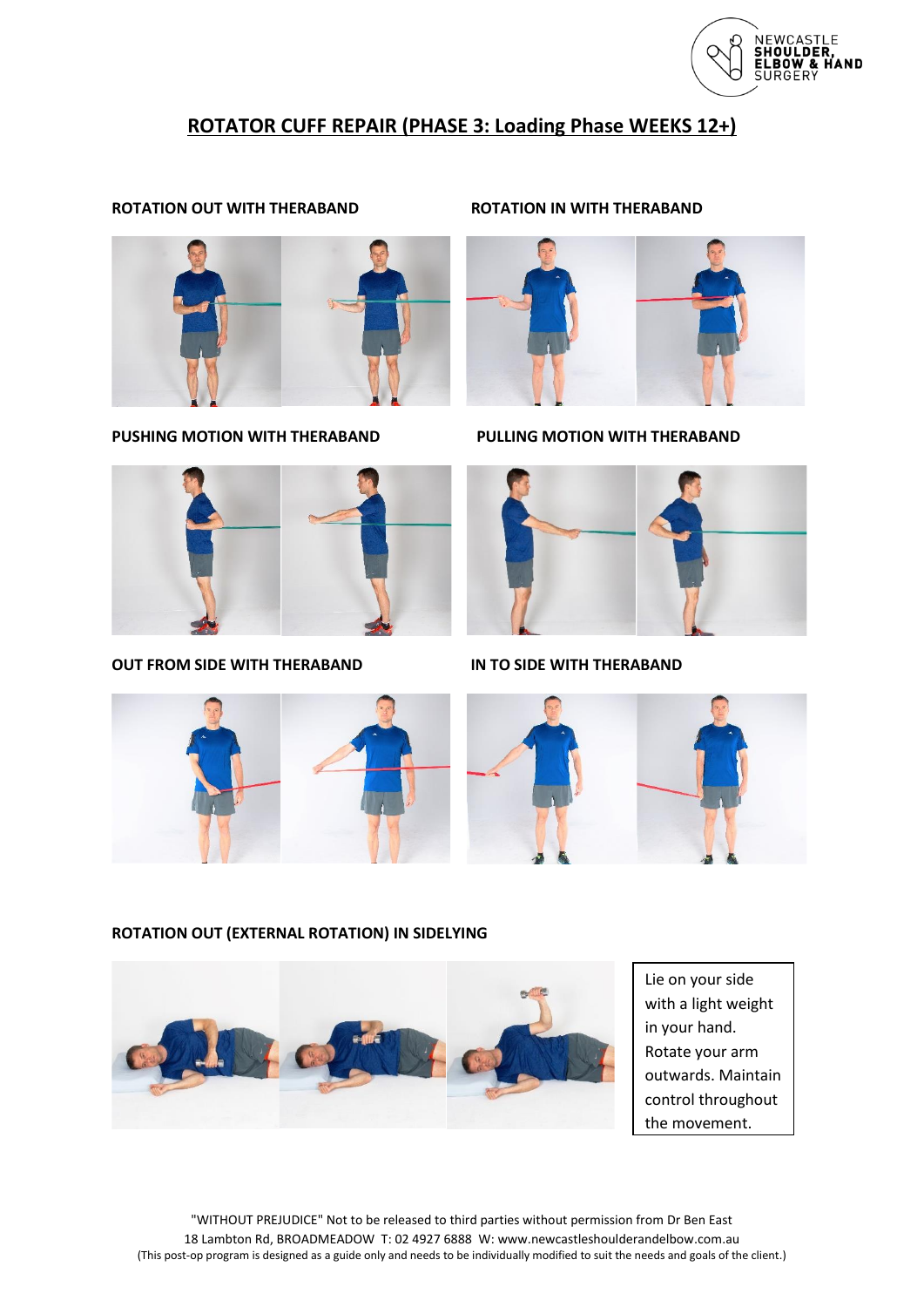NEWCASTLE SHOULDER, ELBOW & HAND SURGERY

# ROTATOR CUFF REPAIR (PHASE 3: Loading Phase WEEKS 12+)

**ROTATION OUT WITH THERABAND**

**ROTATION IN WITH THERABAND**

**PUSHING MOTION WITH THERABAND**

**PULLING MOTION WITH THERABAND**

**OUT FROM SIDE WITH THERABAND**

**IN TO SIDE WITH THERABAND**

**ROTATION OUT (EXTERNAL ROTATION) IN SIDELYING**

Lie on your side with a light weight in your hand. Rotate your arm outwards. Maintain control throughout the movement.

"WITHOUT PREJUDICE" Not to be released to third parties without permission from Dr Ben East
18 Lambton Rd, BROADMEADOW T: 02 4927 6888 W: www.newcastleshoulderandelbow.com.au
(This post-op program is designed as a guide only and needs to be individually modified to suit the needs and goals of the client.)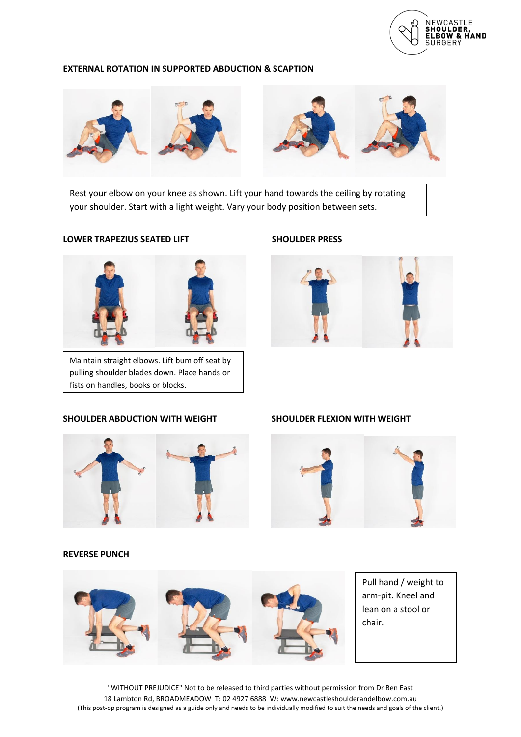## EXTERNAL ROTATION IN SUPPORTED ABDUCTION & SCAPTION

Rest your elbow on your knee as shown. Lift your hand towards the ceiling by rotating your shoulder. Start with a light weight. Vary your body position between sets.

## LOWER TRAPEZIUS SEATED LIFT

Maintain straight elbows. Lift bum off seat by pulling shoulder blades down. Place hands or fists on handles, books or blocks.

## SHOULDER PRESS

## SHOULDER ABDUCTION WITH WEIGHT

## SHOULDER FLEXION WITH WEIGHT

## REVERSE PUNCH

Pull hand / weight to arm-pit. Kneel and lean on a stool or chair.

"WITHOUT PREJUDICE" Not to be released to third parties without permission from Dr Ben East
18 Lambton Rd, BROADMEADOW T: 02 4927 6888 W: www.newcastleshoulderandelbow.com.au
(This post-op program is designed as a guide only and needs to be individually modified to suit the needs and goals of the client.)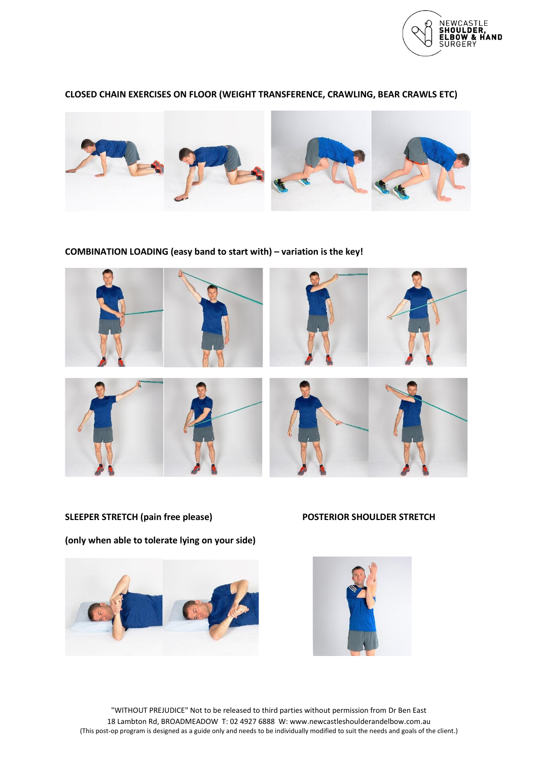**CLOSED CHAIN EXERCISES ON FLOOR (WEIGHT TRANSFERENCE, CRAWLING, BEAR CRAWLS ETC)**

**COMBINATION LOADING (easy band to start with) – variation is the key!**

**SLEEPER STRETCH (pain free please)**

**(only when able to tolerate lying on your side)**

**POSTERIOR SHOULDER STRETCH**

"WITHOUT PREJUDICE" Not to be released to third parties without permission from Dr Ben East
18 Lambton Rd, BROADMEADOW T: 02 4927 6888 W: www.newcastleshoulderandelbow.com.au
(This post-op program is designed as a guide only and needs to be individually modified to suit the needs and goals of the client.)